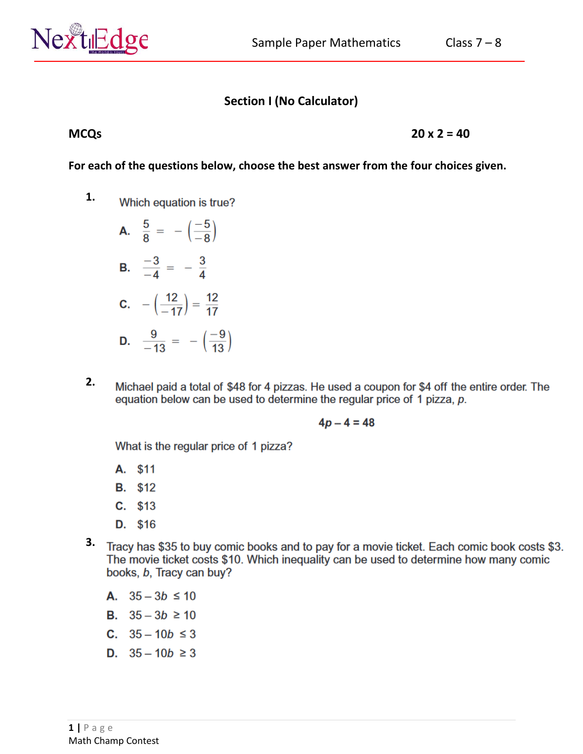## Section I (No Calculator)

**MCQs** **20 x 2 = 40**

**For each of the questions below, choose the best answer from the four choices given.**

**1.** Which equation is true?

**A.** $\frac{5}{8} = -\left(\frac{-5}{-8}\right)$

**B.** $\frac{-3}{-4} = -\frac{3}{4}$

**C.** $-\left(\frac{12}{-17}\right) = \frac{12}{17}$

**D.** $\frac{9}{-13} = -\left(\frac{-9}{13}\right)$

**2.** Michael paid a total of \$48 for 4 pizzas. He used a coupon for \$4 off the entire order. The equation below can be used to determine the regular price of 1 pizza, $p$.

$$4p - 4 = 48$$

What is the regular price of 1 pizza?

**A.** \$11

**B.** \$12

**C.** \$13

**D.** \$16

**3.** Tracy has \$35 to buy comic books and to pay for a movie ticket. Each comic book costs \$3. The movie ticket costs \$10. Which inequality can be used to determine how many comic books, $b$, Tracy can buy?

**A.** $35 - 3b \leq 10$

**B.** $35 - 3b \geq 10$

**C.** $35 - 10b \leq 3$

**D.** $35 - 10b \geq 3$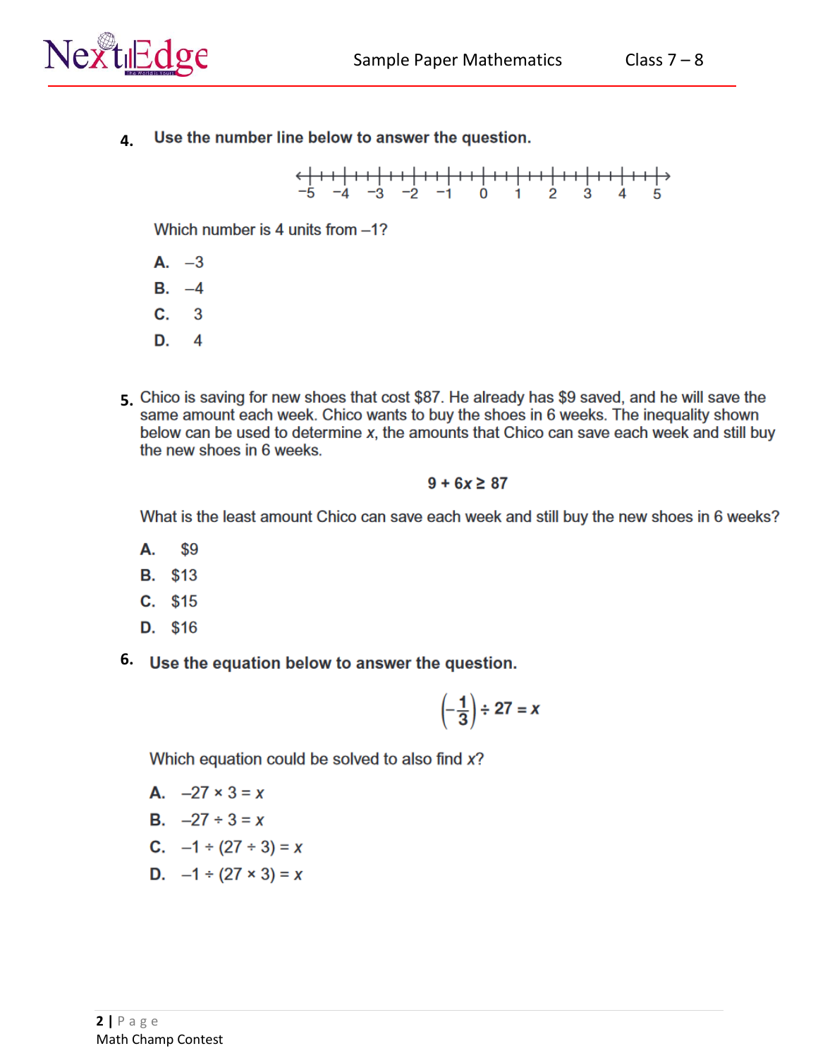**4.** **Use the number line below to answer the question.**

−5 −4 −3 −2 −1 0 1 2 3 4 5

Which number is 4 units from −1?

A. −3

B. −4

C. 3

D. 4

**5.** Chico is saving for new shoes that cost \$87. He already has \$9 saved, and he will save the same amount each week. Chico wants to buy the shoes in 6 weeks. The inequality shown below can be used to determine $x$, the amounts that Chico can save each week and still buy the new shoes in 6 weeks.

$$9 + 6x \geq 87$$

What is the least amount Chico can save each week and still buy the new shoes in 6 weeks?

A. \$9

B. \$13

C. \$15

D. \$16

**6.** **Use the equation below to answer the question.**

$$\left(-\frac{1}{3}\right) \div 27 = x$$

Which equation could be solved to also find $x$?

A. $-27 \times 3 = x$

B. $-27 \div 3 = x$

C. $-1 \div (27 \div 3) = x$

D. $-1 \div (27 \times 3) = x$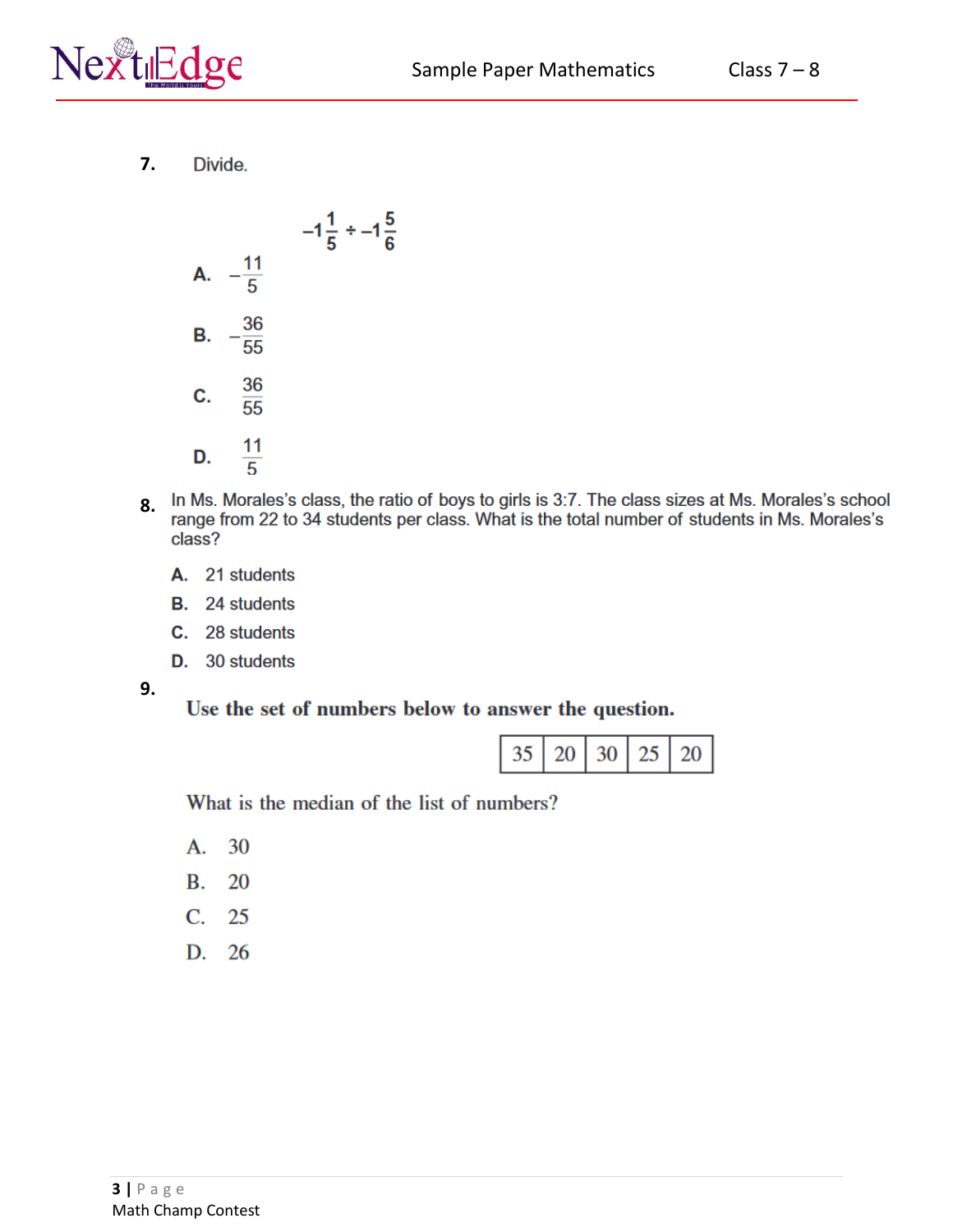7. Divide.

$$-1\frac{1}{5} \div -1\frac{5}{6}$$

A. $-\frac{11}{5}$

B. $-\frac{36}{55}$

C. $\frac{36}{55}$

D. $\frac{11}{5}$

8. In Ms. Morales's class, the ratio of boys to girls is 3:7. The class sizes at Ms. Morales's school range from 22 to 34 students per class. What is the total number of students in Ms. Morales's class?

A. 21 students

B. 24 students

C. 28 students

D. 30 students

9. **Use the set of numbers below to answer the question.**

| | | | | |
|---|---|---|---|---|
| 35 | 20 | 30 | 25 | 20 |

What is the median of the list of numbers?

A. 30

B. 20

C. 25

D. 26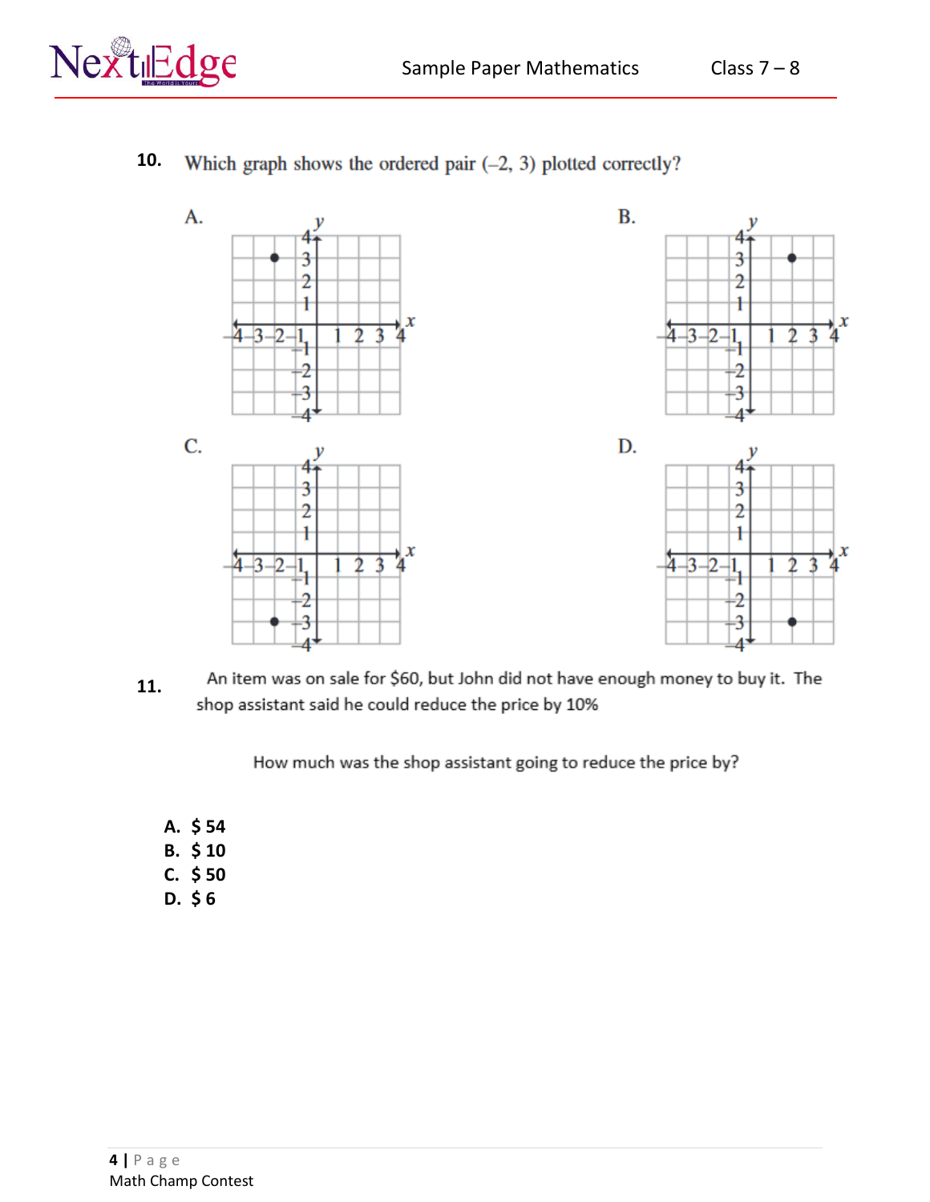**10.** Which graph shows the ordered pair (–2, 3) plotted correctly?

A.

y

4 3 2 1 –1 –2 –3 –4

–4 –3 –2 –1 1 2 3 4 x

B.

y

4 3 2 1 –1 –2 –3 –4

–4 –3 –2 –1 1 2 3 4 x

C.

y

4 3 2 1 –1 –2 –3 –4

–4 –3 –2 –1 1 2 3 4 x

D.

y

4 3 2 1 –1 –2 –3 –4

–4 –3 –2 –1 1 2 3 4 x

**11.** An item was on sale for $60, but John did not have enough money to buy it. The shop assistant said he could reduce the price by 10%

How much was the shop assistant going to reduce the price by?

**A. $ 54**
**B. $ 10**
**C. $ 50**
**D. $ 6**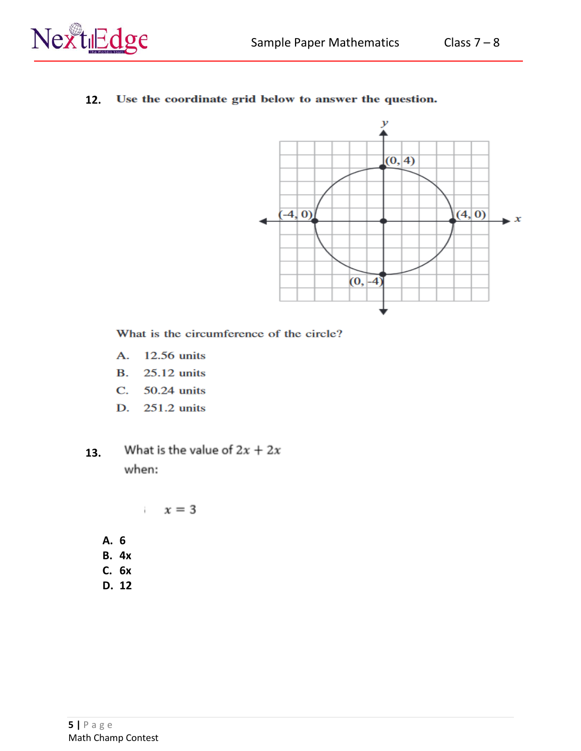**12.** Use the coordinate grid below to answer the question.

y

x

(0, 4)

(-4, 0)

(4, 0)

(0, -4)

What is the circumference of the circle?

A. 12.56 units

B. 25.12 units

C. 50.24 units

D. 251.2 units

**13.** What is the value of $2x + 2x$ when:

$x = 3$

**A.** 6

**B.** 4x

**C.** 6x

**D.** 12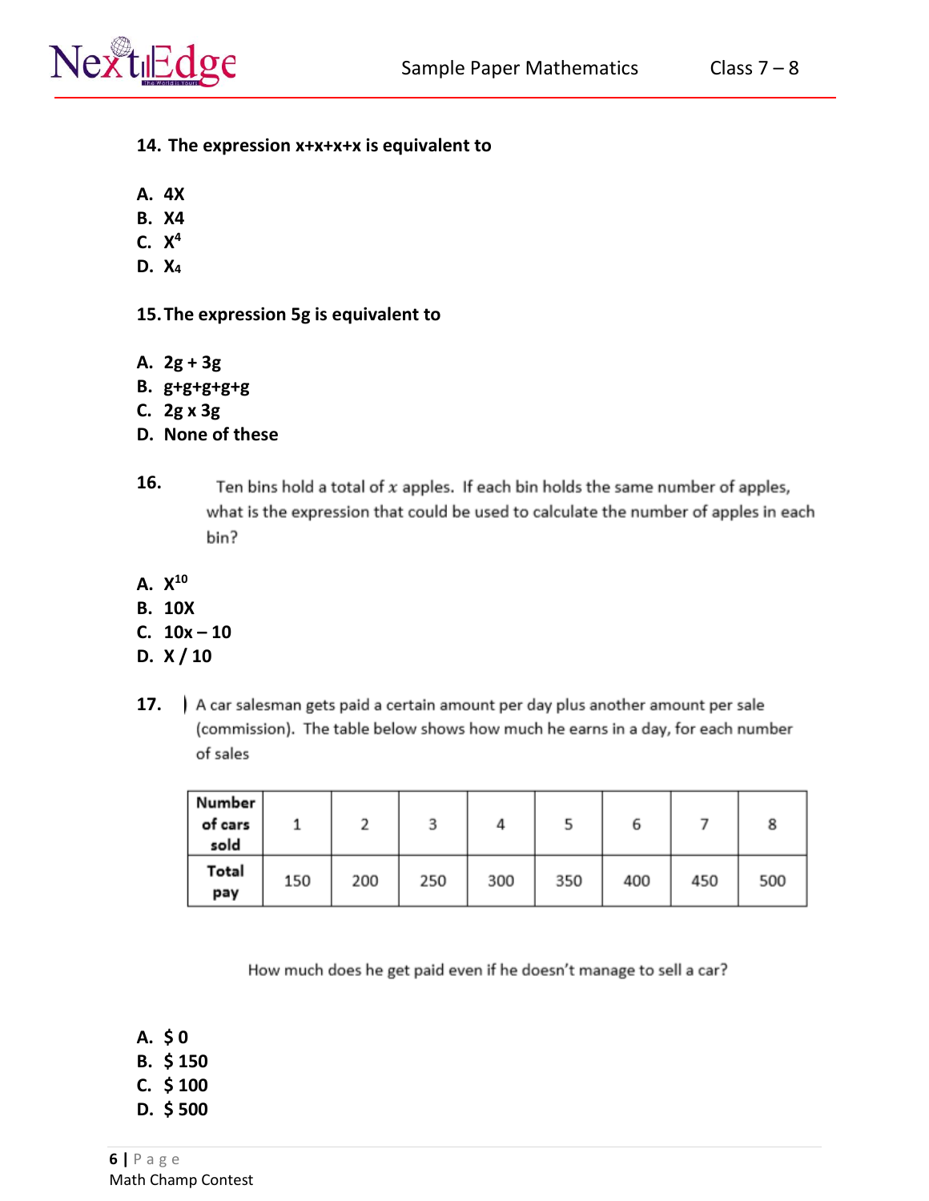**14. The expression x+x+x+x is equivalent to**

A. **4X**
B. **X4**
C. **$X^4$**
D. **$X_4$**

**15. The expression 5g is equivalent to**

A. **2g + 3g**
B. **g+g+g+g+g**
C. **2g x 3g**
D. **None of these**

**16.** Ten bins hold a total of $x$ apples. If each bin holds the same number of apples, what is the expression that could be used to calculate the number of apples in each bin?

A. **$X^{10}$**
B. **10X**
C. **10x – 10**
D. **X / 10**

**17.** A car salesman gets paid a certain amount per day plus another amount per sale (commission). The table below shows how much he earns in a day, for each number of sales

| Number of cars sold | 1 | 2 | 3 | 4 | 5 | 6 | 7 | 8 |
|---|---|---|---|---|---|---|---|---|
| Total pay | 150 | 200 | 250 | 300 | 350 | 400 | 450 | 500 |

How much does he get paid even if he doesn't manage to sell a car?

A. **$ 0**
B. **$ 150**
C. **$ 100**
D. **$ 500**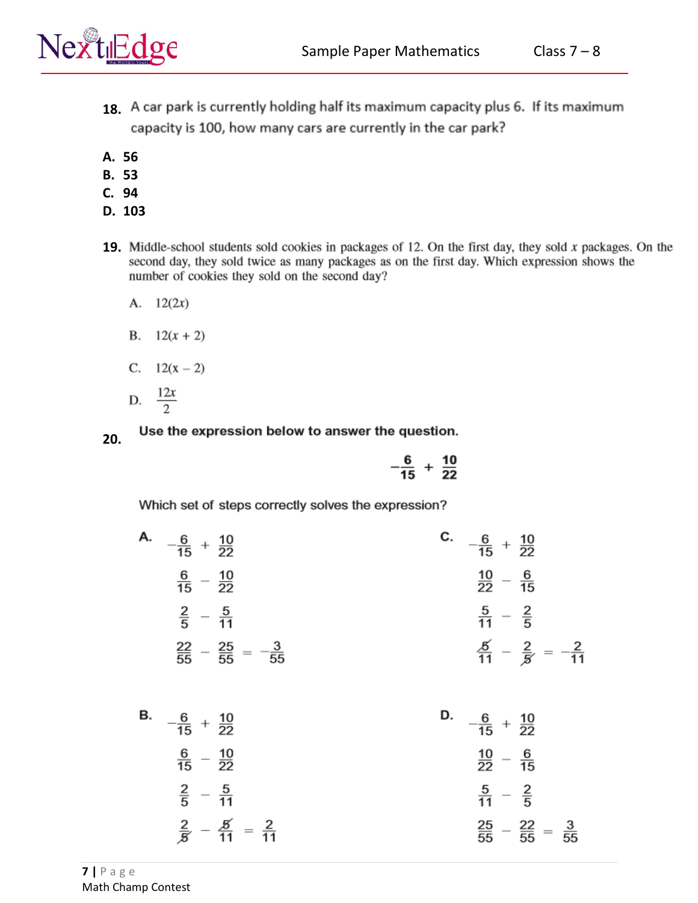18. A car park is currently holding half its maximum capacity plus 6. If its maximum capacity is 100, how many cars are currently in the car park?

**A. 56**
**B. 53**
**C. 94**
**D. 103**

19. Middle-school students sold cookies in packages of 12. On the first day, they sold $x$ packages. On the second day, they sold twice as many packages as on the first day. Which expression shows the number of cookies they sold on the second day?

A. $12(2x)$

B. $12(x + 2)$

C. $12(x - 2)$

D. $\frac{12x}{2}$

20. **Use the expression below to answer the question.**

$$-\frac{6}{15} + \frac{10}{22}$$

**Which set of steps correctly solves the expression?**

**A.**

$-\frac{6}{15} + \frac{10}{22}$

$\frac{6}{15} - \frac{10}{22}$

$\frac{2}{5} - \frac{5}{11}$

$\frac{22}{55} - \frac{25}{55} = -\frac{3}{55}$

**B.**

$-\frac{6}{15} + \frac{10}{22}$

$\frac{6}{15} - \frac{10}{22}$

$\frac{2}{5} - \frac{5}{11}$

$\frac{2}{\cancel{5}} - \frac{\cancel{5}}{11} = \frac{2}{11}$

**C.**

$-\frac{6}{15} + \frac{10}{22}$

$\frac{10}{22} - \frac{6}{15}$

$\frac{5}{11} - \frac{2}{5}$

$\frac{\cancel{5}}{11} - \frac{2}{\cancel{5}} = -\frac{2}{11}$

**D.**

$-\frac{6}{15} + \frac{10}{22}$

$\frac{10}{22} - \frac{6}{15}$

$\frac{5}{11} - \frac{2}{5}$

$\frac{25}{55} - \frac{22}{55} = \frac{3}{55}$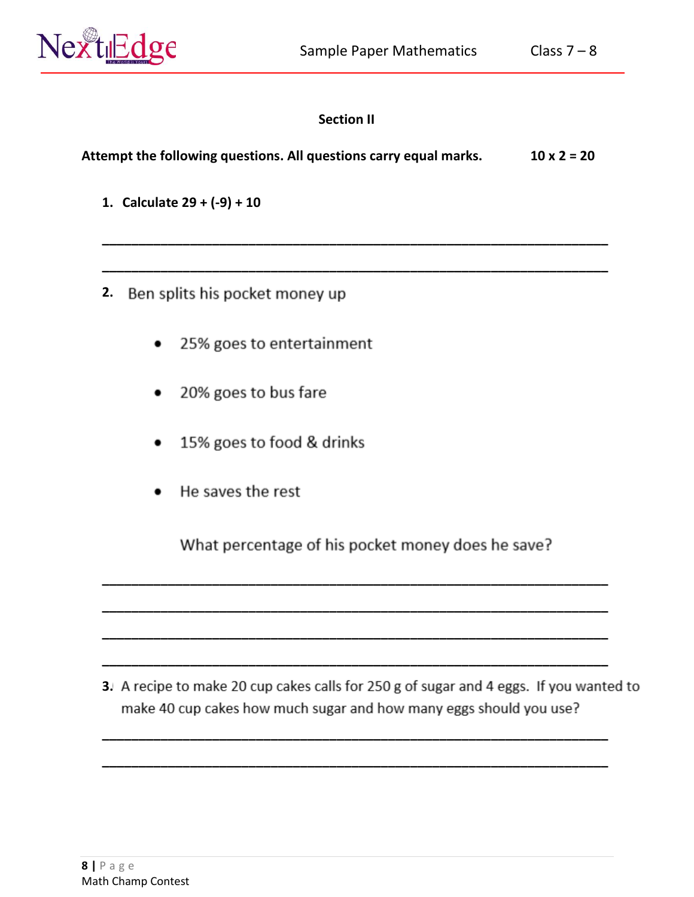## Section II

**Attempt the following questions. All questions carry equal marks.** **$10 \times 2 = 20$**

1. **Calculate $29 + (-9) + 10$**

______________________________________________________________________

______________________________________________________________________

2. Ben splits his pocket money up

   - 25% goes to entertainment
   - 20% goes to bus fare
   - 15% goes to food & drinks
   - He saves the rest

   What percentage of his pocket money does he save?

______________________________________________________________________

______________________________________________________________________

______________________________________________________________________

______________________________________________________________________

3. A recipe to make 20 cup cakes calls for 250 g of sugar and 4 eggs. If you wanted to make 40 cup cakes how much sugar and how many eggs should you use?

______________________________________________________________________

______________________________________________________________________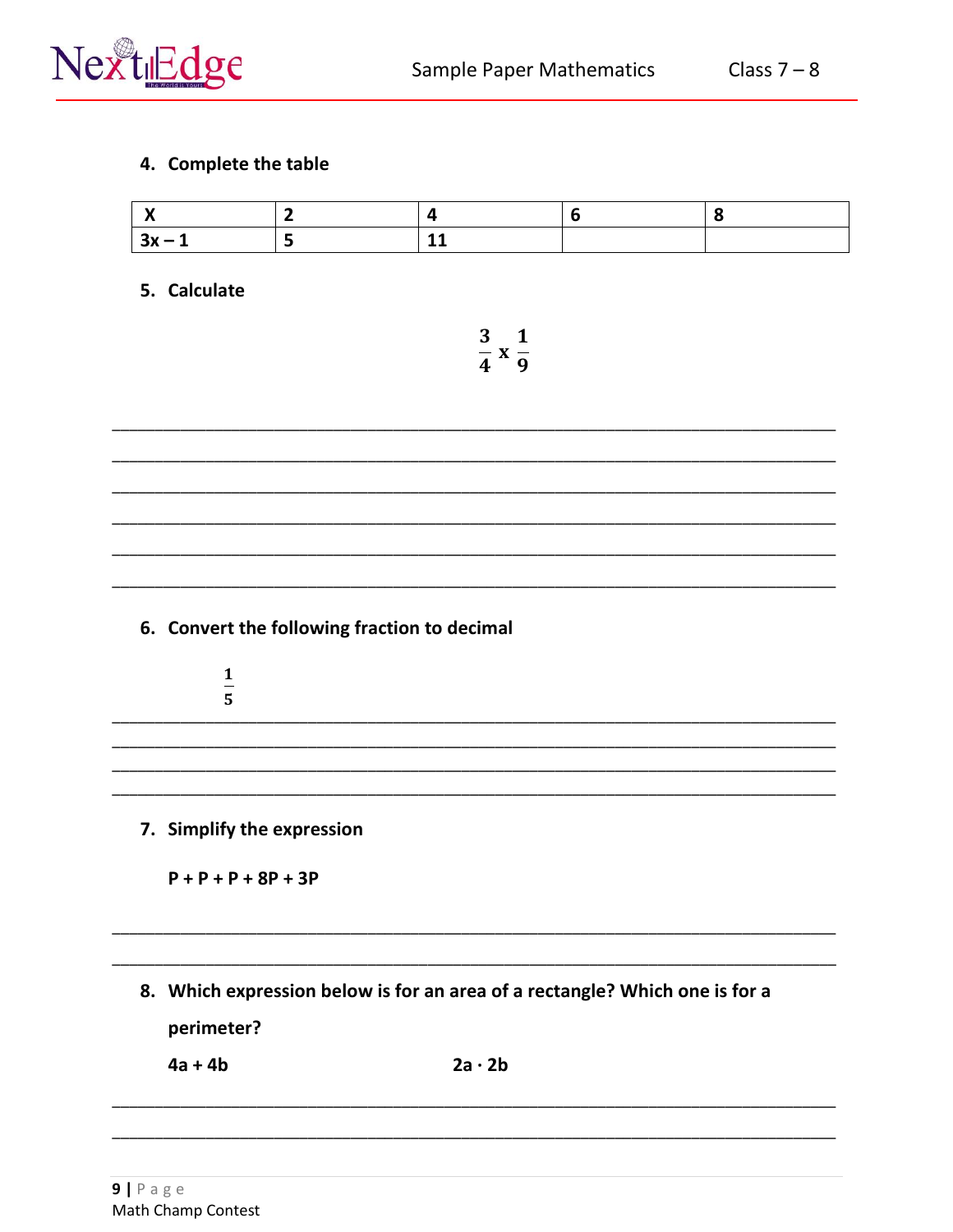4. **Complete the table**

| | | | | |
|---|---|---|---|---|
| **X** | **2** | **4** | **6** | **8** |
| **3x – 1** | **5** | **11** | | |

5. **Calculate**

$$\frac{3}{4} \times \frac{1}{9}$$

6. **Convert the following fraction to decimal**

$$\frac{1}{5}$$

7. **Simplify the expression**

**P + P + P + 8P + 3P**

8. **Which expression below is for an area of a rectangle? Which one is for a perimeter?**

**4a + 4b** **2a · 2b**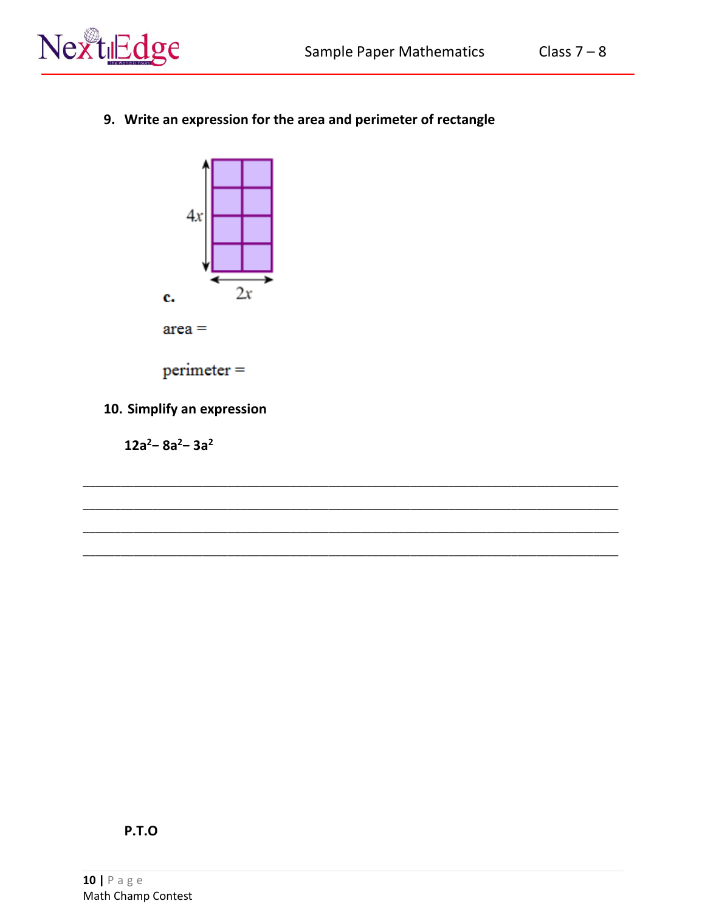**9. Write an expression for the area and perimeter of rectangle**

$4x$

$2x$

c.

area =

perimeter =

**10. Simplify an expression**

**$12a^2 - 8a^2 - 3a^2$**

\_\_\_\_\_\_\_\_\_\_\_\_\_\_\_\_\_\_\_\_\_\_\_\_\_\_\_\_\_\_\_\_\_\_\_\_\_\_\_\_\_\_\_\_\_\_\_\_\_\_\_\_\_\_\_\_\_\_\_\_\_\_\_\_\_\_\_\_\_\_\_\_

\_\_\_\_\_\_\_\_\_\_\_\_\_\_\_\_\_\_\_\_\_\_\_\_\_\_\_\_\_\_\_\_\_\_\_\_\_\_\_\_\_\_\_\_\_\_\_\_\_\_\_\_\_\_\_\_\_\_\_\_\_\_\_\_\_\_\_\_\_\_\_\_

\_\_\_\_\_\_\_\_\_\_\_\_\_\_\_\_\_\_\_\_\_\_\_\_\_\_\_\_\_\_\_\_\_\_\_\_\_\_\_\_\_\_\_\_\_\_\_\_\_\_\_\_\_\_\_\_\_\_\_\_\_\_\_\_\_\_\_\_\_\_\_\_

\_\_\_\_\_\_\_\_\_\_\_\_\_\_\_\_\_\_\_\_\_\_\_\_\_\_\_\_\_\_\_\_\_\_\_\_\_\_\_\_\_\_\_\_\_\_\_\_\_\_\_\_\_\_\_\_\_\_\_\_\_\_\_\_\_\_\_\_\_\_\_\_

**P.T.O**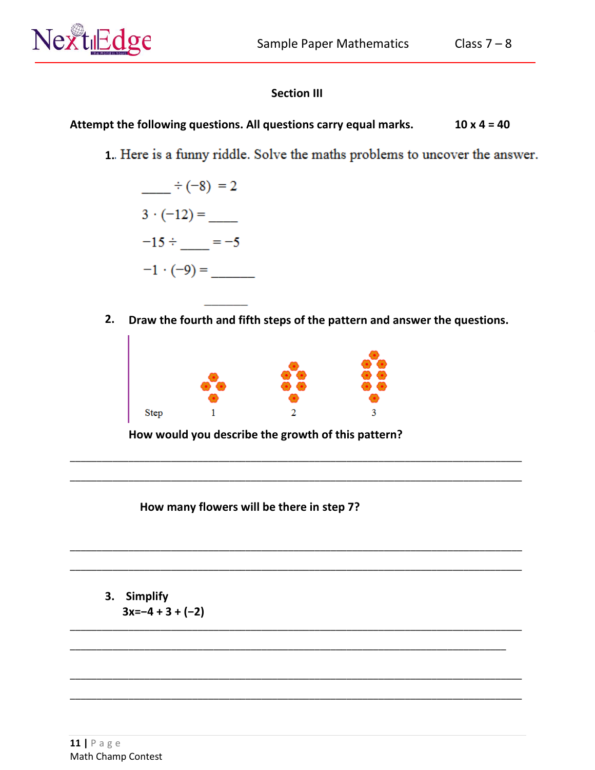## Section III

**Attempt the following questions. All questions carry equal marks.** **10 x 4 = 40**

1. Here is a funny riddle. Solve the maths problems to uncover the answer.

$\_\_\_\_ \div (-8) = 2$

$3 \cdot (-12) = \_\_\_\_$

$-15 \div \_\_\_\_ = -5$

$-1 \cdot (-9) = \_\_\_\_\_\_$

\_\_\_\_\_\_\_\_

2. **Draw the fourth and fifth steps of the pattern and answer the questions.**

Step 1 2 3

**How would you describe the growth of this pattern?**

\_\_\_\_\_\_\_\_\_\_\_\_\_\_\_\_\_\_\_\_\_\_\_\_\_\_\_\_\_\_\_\_\_\_\_\_\_\_\_\_\_\_\_\_\_\_\_\_\_\_\_\_\_\_\_\_\_\_\_\_\_\_\_\_\_\_\_\_\_\_\_\_\_\_\_\_\_\_

\_\_\_\_\_\_\_\_\_\_\_\_\_\_\_\_\_\_\_\_\_\_\_\_\_\_\_\_\_\_\_\_\_\_\_\_\_\_\_\_\_\_\_\_\_\_\_\_\_\_\_\_\_\_\_\_\_\_\_\_\_\_\_\_\_\_\_\_\_\_\_\_\_\_\_\_\_\_

**How many flowers will be there in step 7?**

\_\_\_\_\_\_\_\_\_\_\_\_\_\_\_\_\_\_\_\_\_\_\_\_\_\_\_\_\_\_\_\_\_\_\_\_\_\_\_\_\_\_\_\_\_\_\_\_\_\_\_\_\_\_\_\_\_\_\_\_\_\_\_\_\_\_\_\_\_\_\_\_\_\_\_\_\_\_

\_\_\_\_\_\_\_\_\_\_\_\_\_\_\_\_\_\_\_\_\_\_\_\_\_\_\_\_\_\_\_\_\_\_\_\_\_\_\_\_\_\_\_\_\_\_\_\_\_\_\_\_\_\_\_\_\_\_\_\_\_\_\_\_\_\_\_\_\_\_\_\_\_\_\_\_\_\_

3. **Simplify**

**$3x = -4 + 3 + (-2)$**

\_\_\_\_\_\_\_\_\_\_\_\_\_\_\_\_\_\_\_\_\_\_\_\_\_\_\_\_\_\_\_\_\_\_\_\_\_\_\_\_\_\_\_\_\_\_\_\_\_\_\_\_\_\_\_\_\_\_\_\_\_\_\_\_\_\_\_\_\_\_\_\_\_\_\_\_\_\_

\_\_\_\_\_\_\_\_\_\_\_\_\_\_\_\_\_\_\_\_\_\_\_\_\_\_\_\_\_\_\_\_\_\_\_\_\_\_\_\_\_\_\_\_\_\_\_\_\_\_\_\_\_\_\_\_\_\_\_\_\_\_\_\_\_\_\_\_\_\_\_\_\_\_\_

\_\_\_\_\_\_\_\_\_\_\_\_\_\_\_\_\_\_\_\_\_\_\_\_\_\_\_\_\_\_\_\_\_\_\_\_\_\_\_\_\_\_\_\_\_\_\_\_\_\_\_\_\_\_\_\_\_\_\_\_\_\_\_\_\_\_\_\_\_\_\_\_\_\_\_\_\_\_

\_\_\_\_\_\_\_\_\_\_\_\_\_\_\_\_\_\_\_\_\_\_\_\_\_\_\_\_\_\_\_\_\_\_\_\_\_\_\_\_\_\_\_\_\_\_\_\_\_\_\_\_\_\_\_\_\_\_\_\_\_\_\_\_\_\_\_\_\_\_\_\_\_\_\_\_\_\_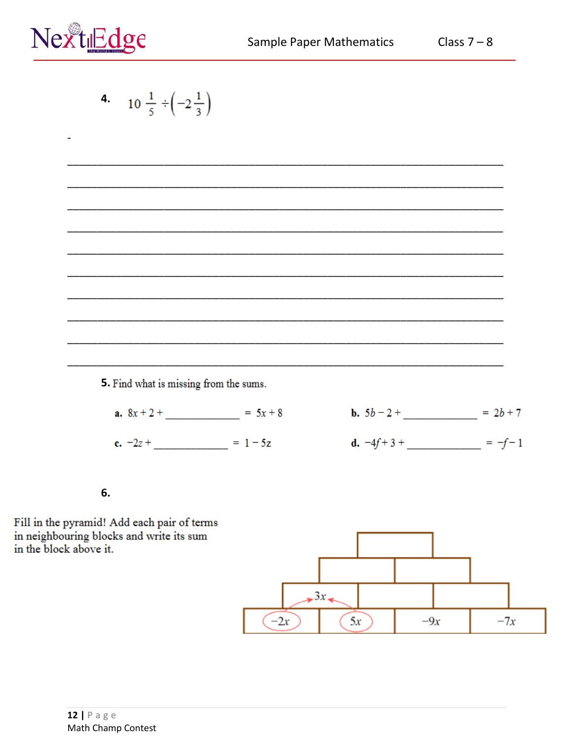**4.** $10\frac{1}{5} \div \left(-2\frac{1}{3}\right)$

-

________________________________________________________________________________

________________________________________________________________________________

________________________________________________________________________________

________________________________________________________________________________

________________________________________________________________________________

________________________________________________________________________________

________________________________________________________________________________

________________________________________________________________________________

________________________________________________________________________________

________________________________________________________________________________

**5.** Find what is missing from the sums.

**a.** $8x + 2 +$ ____________ $= 5x + 8$

**b.** $5b - 2 +$ ____________ $= 2b + 7$

**c.** $-2z +$ ____________ $= 1 - 5z$

**d.** $-4f + 3 +$ ____________ $= -f - 1$

**6.**

Fill in the pyramid! Add each pair of terms in neighbouring blocks and write its sum in the block above it.

$3x$

$-2x$ $5x$ $-9x$ $-7x$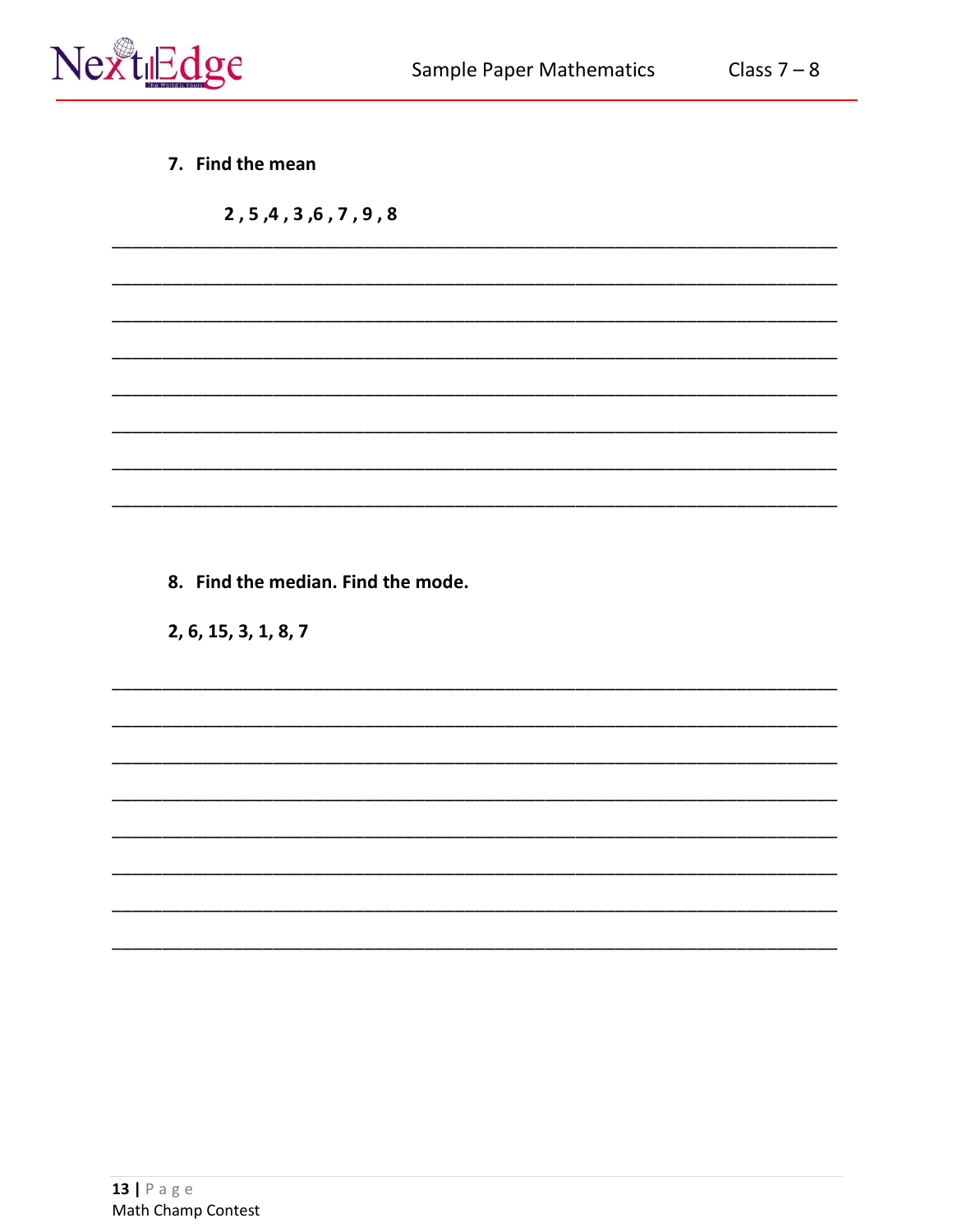7. **Find the mean**

   **2 , 5 ,4 , 3 ,6 , 7 , 9 , 8**

________________________________________________________________________

________________________________________________________________________

________________________________________________________________________

________________________________________________________________________

________________________________________________________________________

________________________________________________________________________

________________________________________________________________________

________________________________________________________________________

8. **Find the median. Find the mode.**

**2, 6, 15, 3, 1, 8, 7**

________________________________________________________________________

________________________________________________________________________

________________________________________________________________________

________________________________________________________________________

________________________________________________________________________

________________________________________________________________________

________________________________________________________________________

________________________________________________________________________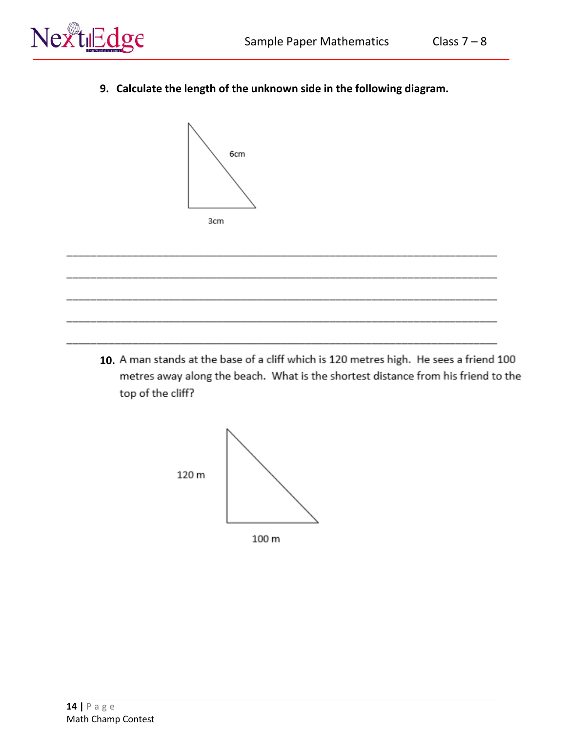**9. Calculate the length of the unknown side in the following diagram.**

6cm

3cm

\_\_\_\_\_\_\_\_\_\_\_\_\_\_\_\_\_\_\_\_\_\_\_\_\_\_\_\_\_\_\_\_\_\_\_\_\_\_\_\_\_\_\_\_\_\_\_\_\_\_\_\_\_\_\_\_\_\_\_\_\_\_\_\_\_\_\_\_\_\_\_\_

\_\_\_\_\_\_\_\_\_\_\_\_\_\_\_\_\_\_\_\_\_\_\_\_\_\_\_\_\_\_\_\_\_\_\_\_\_\_\_\_\_\_\_\_\_\_\_\_\_\_\_\_\_\_\_\_\_\_\_\_\_\_\_\_\_\_\_\_\_\_\_\_

\_\_\_\_\_\_\_\_\_\_\_\_\_\_\_\_\_\_\_\_\_\_\_\_\_\_\_\_\_\_\_\_\_\_\_\_\_\_\_\_\_\_\_\_\_\_\_\_\_\_\_\_\_\_\_\_\_\_\_\_\_\_\_\_\_\_\_\_\_\_\_\_

\_\_\_\_\_\_\_\_\_\_\_\_\_\_\_\_\_\_\_\_\_\_\_\_\_\_\_\_\_\_\_\_\_\_\_\_\_\_\_\_\_\_\_\_\_\_\_\_\_\_\_\_\_\_\_\_\_\_\_\_\_\_\_\_\_\_\_\_\_\_\_\_

\_\_\_\_\_\_\_\_\_\_\_\_\_\_\_\_\_\_\_\_\_\_\_\_\_\_\_\_\_\_\_\_\_\_\_\_\_\_\_\_\_\_\_\_\_\_\_\_\_\_\_\_\_\_\_\_\_\_\_\_\_\_\_\_\_\_\_\_\_\_\_\_

**10.** A man stands at the base of a cliff which is 120 metres high. He sees a friend 100 metres away along the beach. What is the shortest distance from his friend to the top of the cliff?

120 m

100 m